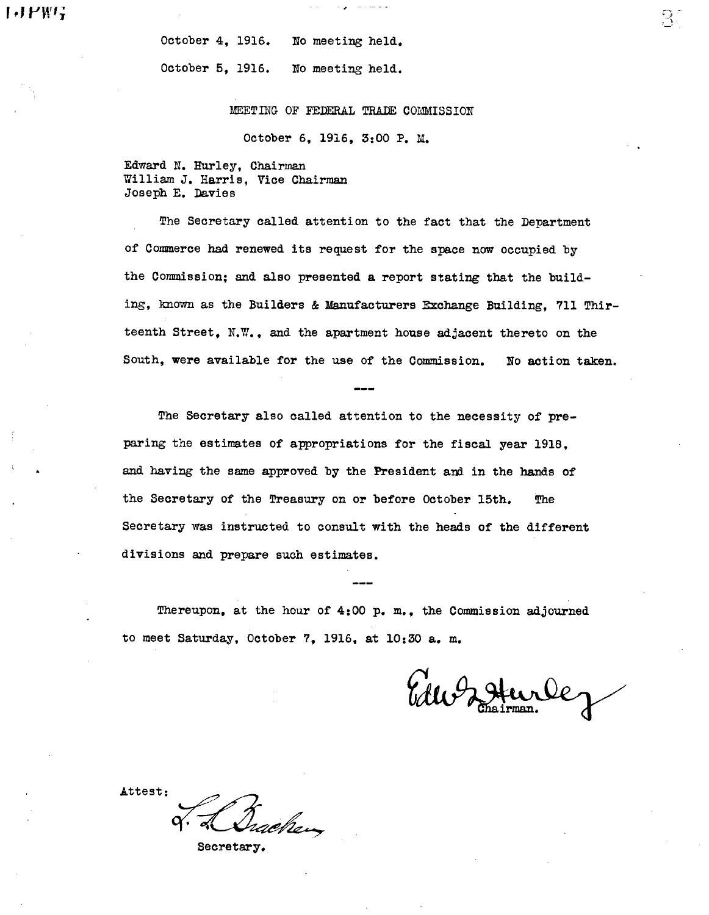October 4, 1916. No meeting held.

October 5, 1916. No meeting held.

## MEETING OF FEDERAL TRADE COMMISSION

October 6, 1916, 3:00 P. M.

Edward N. Hurley, Chairman
William J. Harris, Vice Chairman
Joseph E. Davies

The Secretary called attention to the fact that the Department of Commerce had renewed its request for the space now occupied by the Commission; and also presented a report stating that the building, known as the Builders & Manufacturers Exchange Building, 711 Thirteenth Street, N.W., and the apartment house adjacent thereto on the South, were available for the use of the Commission. No action taken.

---

The Secretary also called attention to the necessity of preparing the estimates of appropriations for the fiscal year 1918, and having the same approved by the President and in the hands of the Secretary of the Treasury on or before October 15th. The Secretary was instructed to consult with the heads of the different divisions and prepare such estimates.

---

Thereupon, at the hour of 4:00 p. m., the Commission adjourned to meet Saturday, October 7, 1916, at 10:30 a. m.

Edw N Hurley
Chairman.

Attest:

L. L. Bracken
Secretary.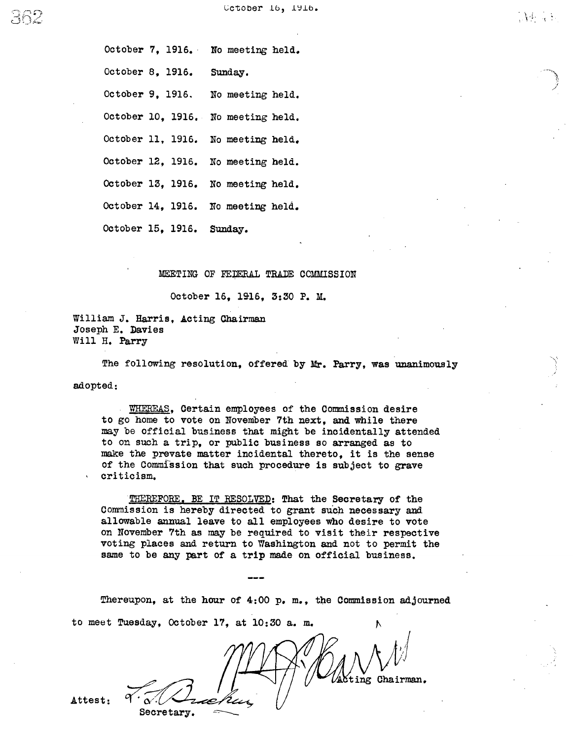October 7, 1916. No meeting held.

October 8, 1916. Sunday.

October 9, 1916. No meeting held.

October 10, 1916. No meeting held.

October 11, 1916. No meeting held.

October 12, 1916. No meeting held.

October 13, 1916. No meeting held.

October 14, 1916. No meeting held.

October 15, 1916. Sunday.

## MEETING OF FEDERAL TRADE COMMISSION

October 16, 1916, 3:30 P. M.

William J. Harris, Acting Chairman
Joseph E. Davies
Will H. Parry

The following resolution, offered by Mr. Parry, was unanimously adopted:

> WHEREAS, Certain employees of the Commission desire to go home to vote on November 7th next, and while there may be official business that might be incidentally attended to on such a trip, or public business so arranged as to make the prevate matter incidental thereto, it is the sense of the Commission that such procedure is subject to grave criticism.
>
> THEREFORE, BE IT RESOLVED: That the Secretary of the Commission is hereby directed to grant such necessary and allowable annual leave to all employees who desire to vote on November 7th as may be required to visit their respective voting places and return to Washington and not to permit the same to be any part of a trip made on official business.

---

Thereupon, at the hour of 4:00 p. m., the Commission adjourned to meet Tuesday, October 17, at 10:30 a. m.

Acting Chairman.

Attest:

Secretary.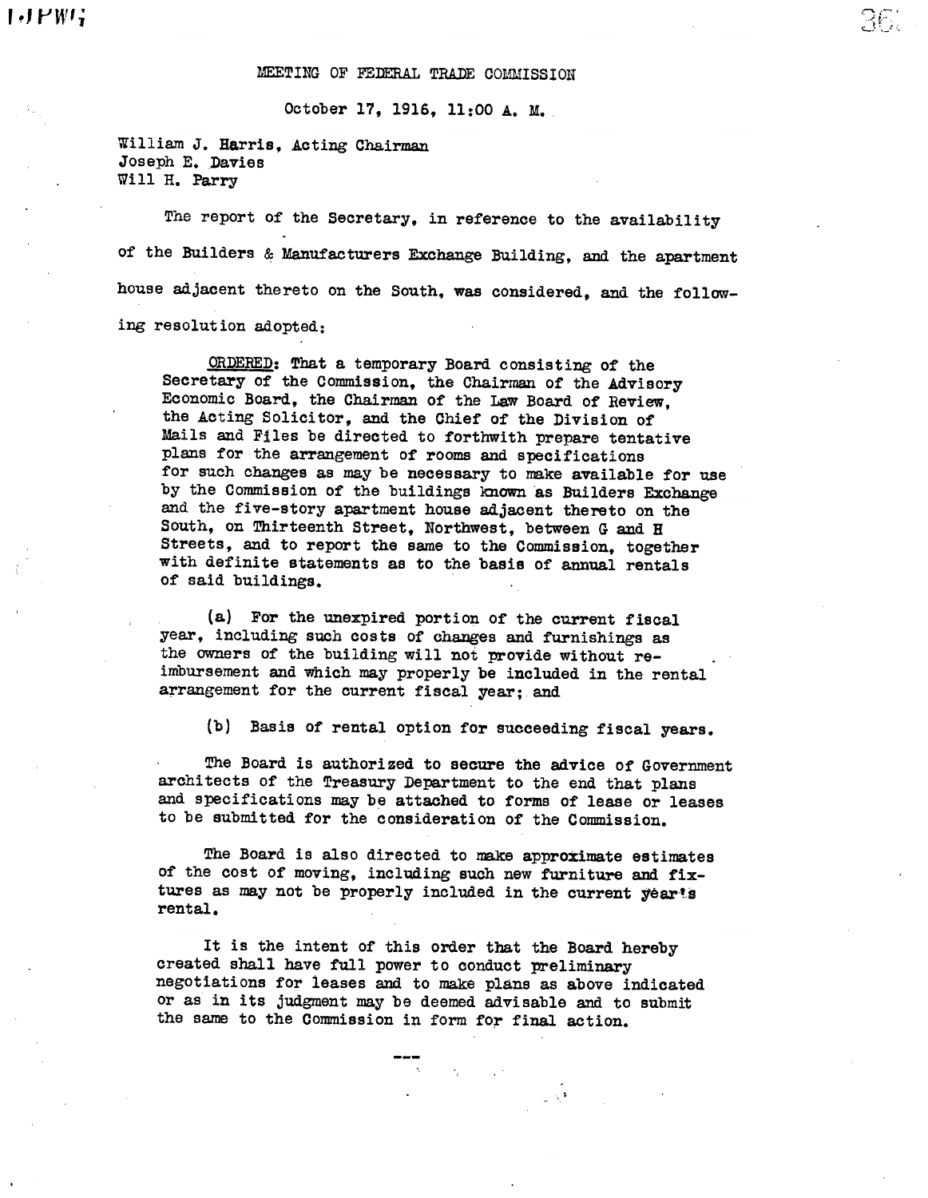MEETING OF FEDERAL TRADE COMMISSION

October 17, 1916, 11:00 A. M.

William J. Harris, Acting Chairman
Joseph E. Davies
Will H. Parry

The report of the Secretary, in reference to the availability of the Builders & Manufacturers Exchange Building, and the apartment house adjacent thereto on the South, was considered, and the following resolution adopted:

> ORDERED: That a temporary Board consisting of the Secretary of the Commission, the Chairman of the Advisory Economic Board, the Chairman of the Law Board of Review, the Acting Solicitor, and the Chief of the Division of Mails and Files be directed to forthwith prepare tentative plans for the arrangement of rooms and specifications for such changes as may be necessary to make available for use by the Commission of the buildings known as Builders Exchange and the five-story apartment house adjacent thereto on the South, on Thirteenth Street, Northwest, between G and H Streets, and to report the same to the Commission, together with definite statements as to the basis of annual rentals of said buildings.
>
> (a) For the unexpired portion of the current fiscal year, including such costs of changes and furnishings as the owners of the building will not provide without reimbursement and which may properly be included in the rental arrangement for the current fiscal year; and
>
> (b) Basis of rental option for succeeding fiscal years.
>
> The Board is authorized to secure the advice of Government architects of the Treasury Department to the end that plans and specifications may be attached to forms of lease or leases to be submitted for the consideration of the Commission.
>
> The Board is also directed to make approximate estimates of the cost of moving, including such new furniture and fixtures as may not be properly included in the current year's rental.
>
> It is the intent of this order that the Board hereby created shall have full power to conduct preliminary negotiations for leases and to make plans as above indicated or as in its judgment may be deemed advisable and to submit the same to the Commission in form for final action.

---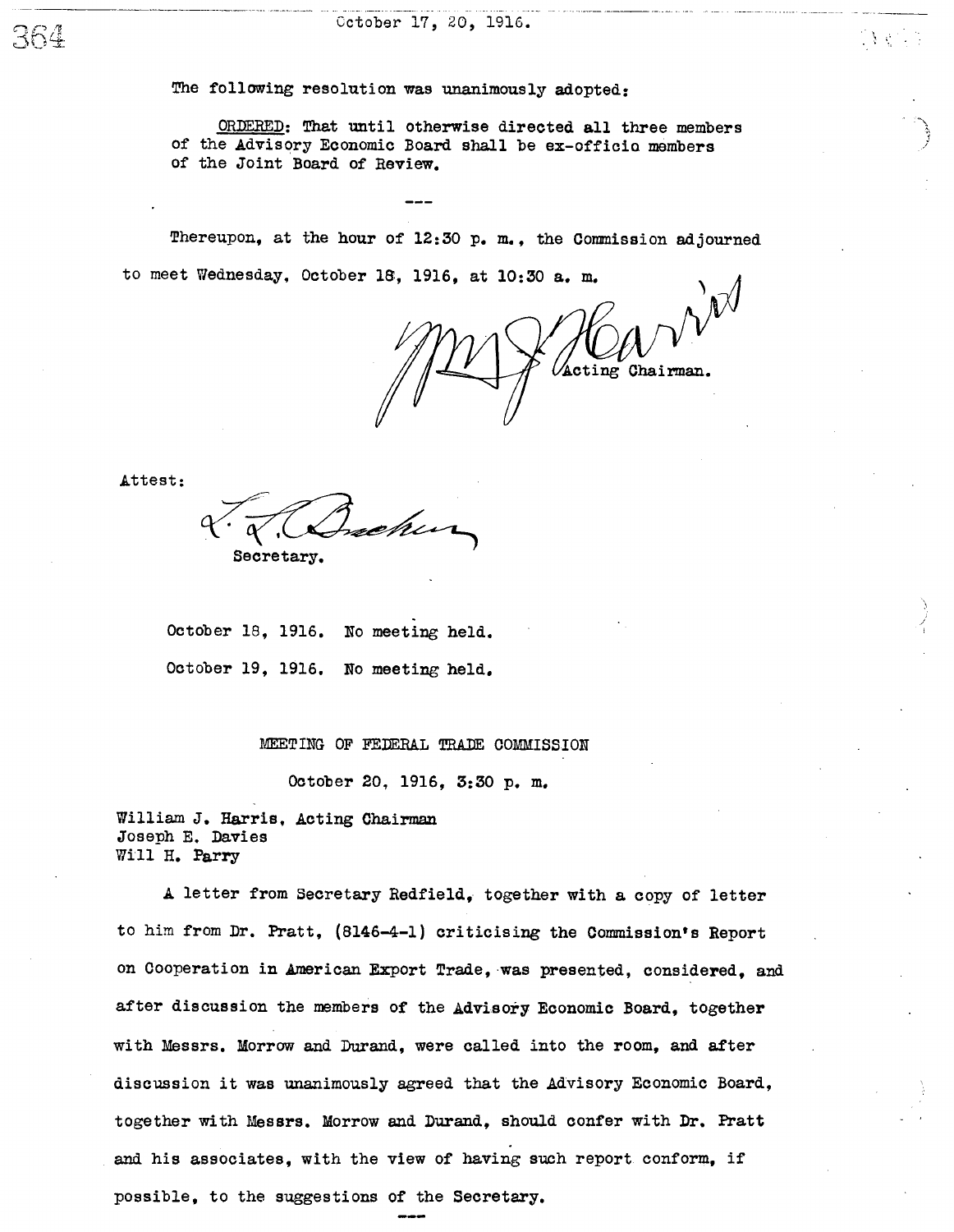The following resolution was unanimously adopted:

> ORDERED: That until otherwise directed all three members of the Advisory Economic Board shall be ex-officio members of the Joint Board of Review.

---

Thereupon, at the hour of 12:30 p. m., the Commission adjourned to meet Wednesday, October 18, 1916, at 10:30 a. m.

Wm J Harris
Acting Chairman.

Attest:

L. L. Bracken
Secretary.

October 18, 1916. No meeting held.

October 19, 1916. No meeting held.

## MEETING OF FEDERAL TRADE COMMISSION

October 20, 1916, 3:30 p. m.

William J. Harris, Acting Chairman
Joseph E. Davies
Will H. Parry

A letter from Secretary Redfield, together with a copy of letter to him from Dr. Pratt, (8146-4-1) criticising the Commission's Report on Cooperation in American Export Trade, was presented, considered, and after discussion the members of the Advisory Economic Board, together with Messrs. Morrow and Durand, were called into the room, and after discussion it was unanimously agreed that the Advisory Economic Board, together with Messrs. Morrow and Durand, should confer with Dr. Pratt and his associates, with the view of having such report conform, if possible, to the suggestions of the Secretary.

---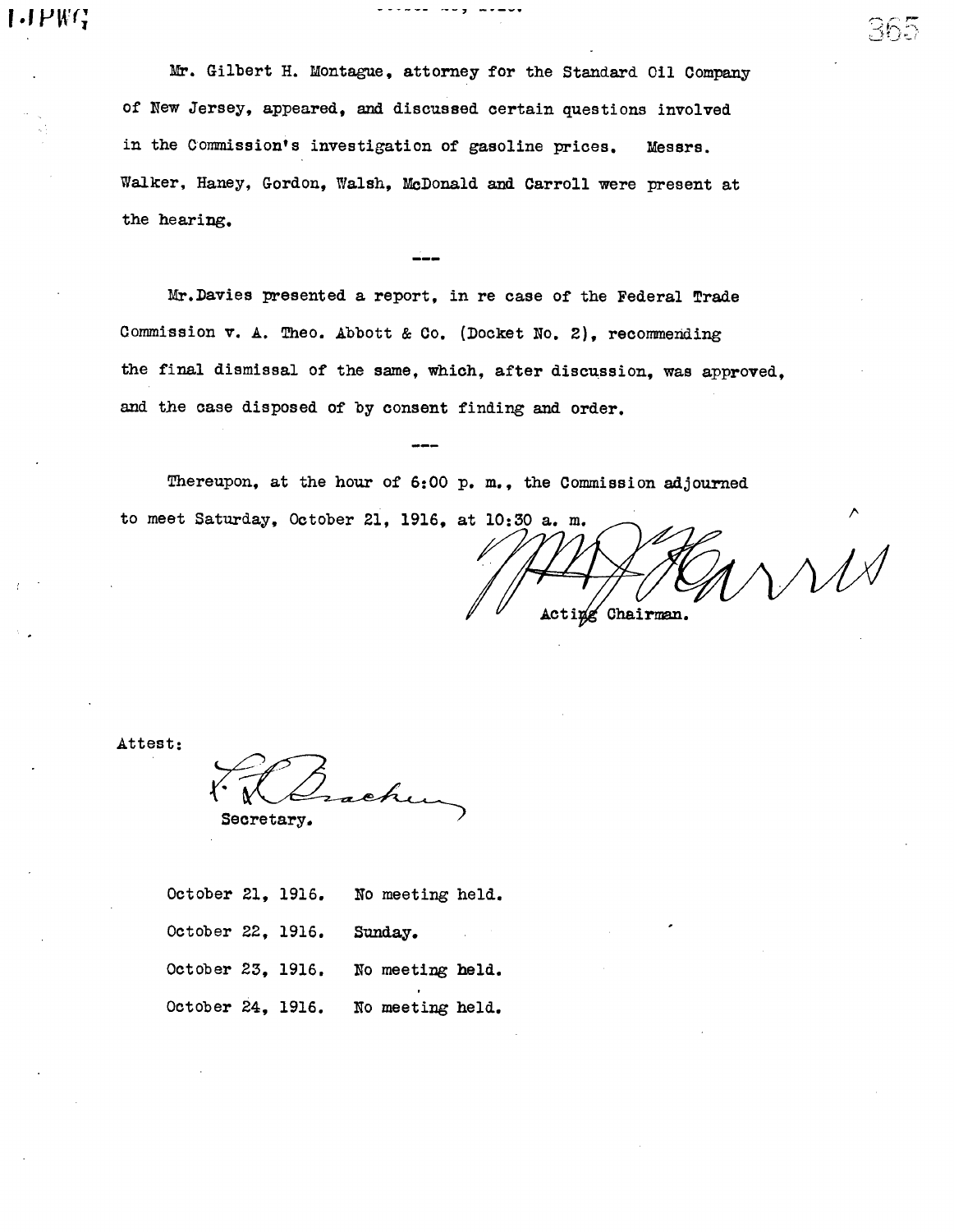Mr. Gilbert H. Montague, attorney for the Standard Oil Company of New Jersey, appeared, and discussed certain questions involved in the Commission's investigation of gasoline prices. Messrs. Walker, Haney, Gordon, Walsh, McDonald and Carroll were present at the hearing.

---

Mr. Davies presented a report, in re case of the Federal Trade Commission v. A. Theo. Abbott & Co. (Docket No. 2), recommending the final dismissal of the same, which, after discussion, was approved, and the case disposed of by consent finding and order.

---

Thereupon, at the hour of 6:00 p. m., the Commission adjourned to meet Saturday, October 21, 1916, at 10:30 a. m.

W. B. Harris
Acting Chairman.

Attest:

L. L. Bracken
Secretary.

October 21, 1916. No meeting held.

October 22, 1916. Sunday.

October 23, 1916. No meeting held.

October 24, 1916. No meeting held.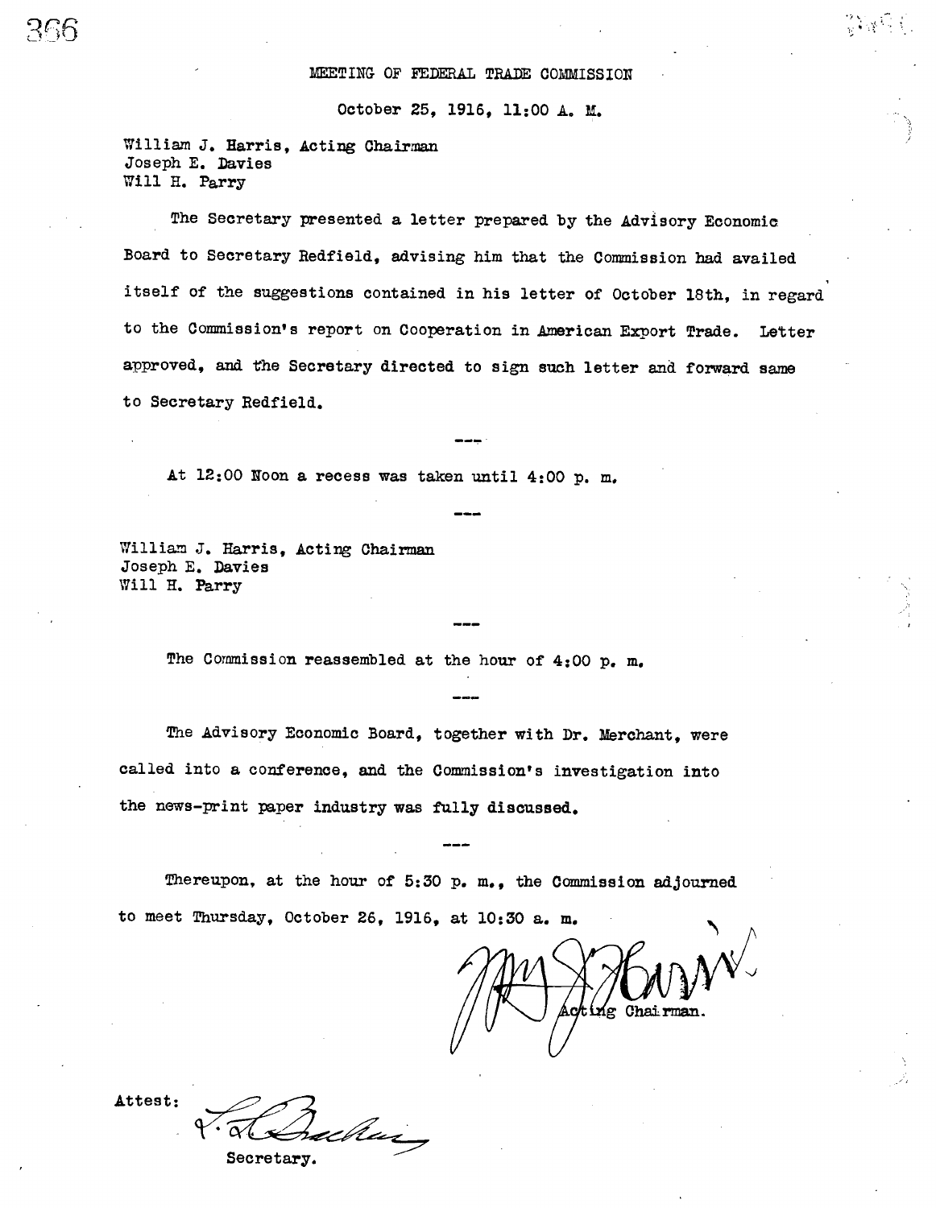MEETING OF FEDERAL TRADE COMMISSION

October 25, 1916, 11:00 A. M.

William J. Harris, Acting Chairman
Joseph E. Davies
Will H. Parry

The Secretary presented a letter prepared by the Advisory Economic Board to Secretary Redfield, advising him that the Commission had availed itself of the suggestions contained in his letter of October 18th, in regard to the Commission's report on Cooperation in American Export Trade. Letter approved, and the Secretary directed to sign such letter and forward same to Secretary Redfield.

---

At 12:00 Noon a recess was taken until 4:00 p. m.

---

William J. Harris, Acting Chairman
Joseph E. Davies
Will H. Parry

---

The Commission reassembled at the hour of 4:00 p. m.

---

The Advisory Economic Board, together with Dr. Merchant, were called into a conference, and the Commission's investigation into the news-print paper industry was fully discussed.

---

Thereupon, at the hour of 5:30 p. m., the Commission adjourned to meet Thursday, October 26, 1916, at 10:30 a. m.

Acting Chairman.

Attest:

Secretary.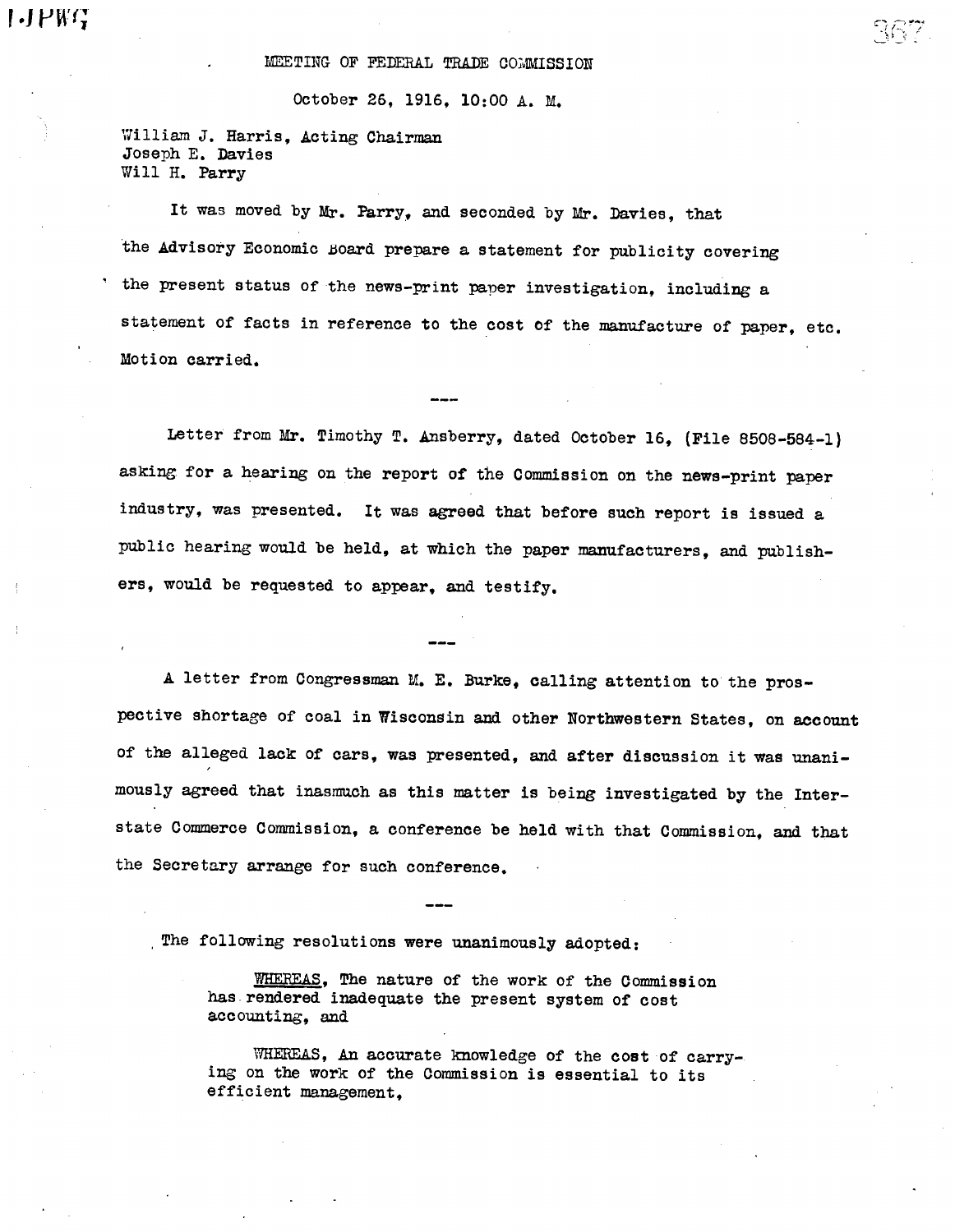MEETING OF FEDERAL TRADE COMMISSION

October 26, 1916, 10:00 A. M.

William J. Harris, Acting Chairman
Joseph E. Davies
Will H. Parry

It was moved by Mr. Parry, and seconded by Mr. Davies, that the Advisory Economic Board prepare a statement for publicity covering the present status of the news-print paper investigation, including a statement of facts in reference to the cost of the manufacture of paper, etc. Motion carried.

---

Letter from Mr. Timothy T. Ansberry, dated October 16, (File 8508-584-1) asking for a hearing on the report of the Commission on the news-print paper industry, was presented. It was agreed that before such report is issued a public hearing would be held, at which the paper manufacturers, and publishers, would be requested to appear, and testify.

---

A letter from Congressman M. E. Burke, calling attention to the prospective shortage of coal in Wisconsin and other Northwestern States, on account of the alleged lack of cars, was presented, and after discussion it was unanimously agreed that inasmuch as this matter is being investigated by the Interstate Commerce Commission, a conference be held with that Commission, and that the Secretary arrange for such conference.

---

The following resolutions were unanimously adopted:

> WHEREAS, The nature of the work of the Commission has rendered inadequate the present system of cost accounting, and
>
> WHEREAS, An accurate knowledge of the cost of carrying on the work of the Commission is essential to its efficient management,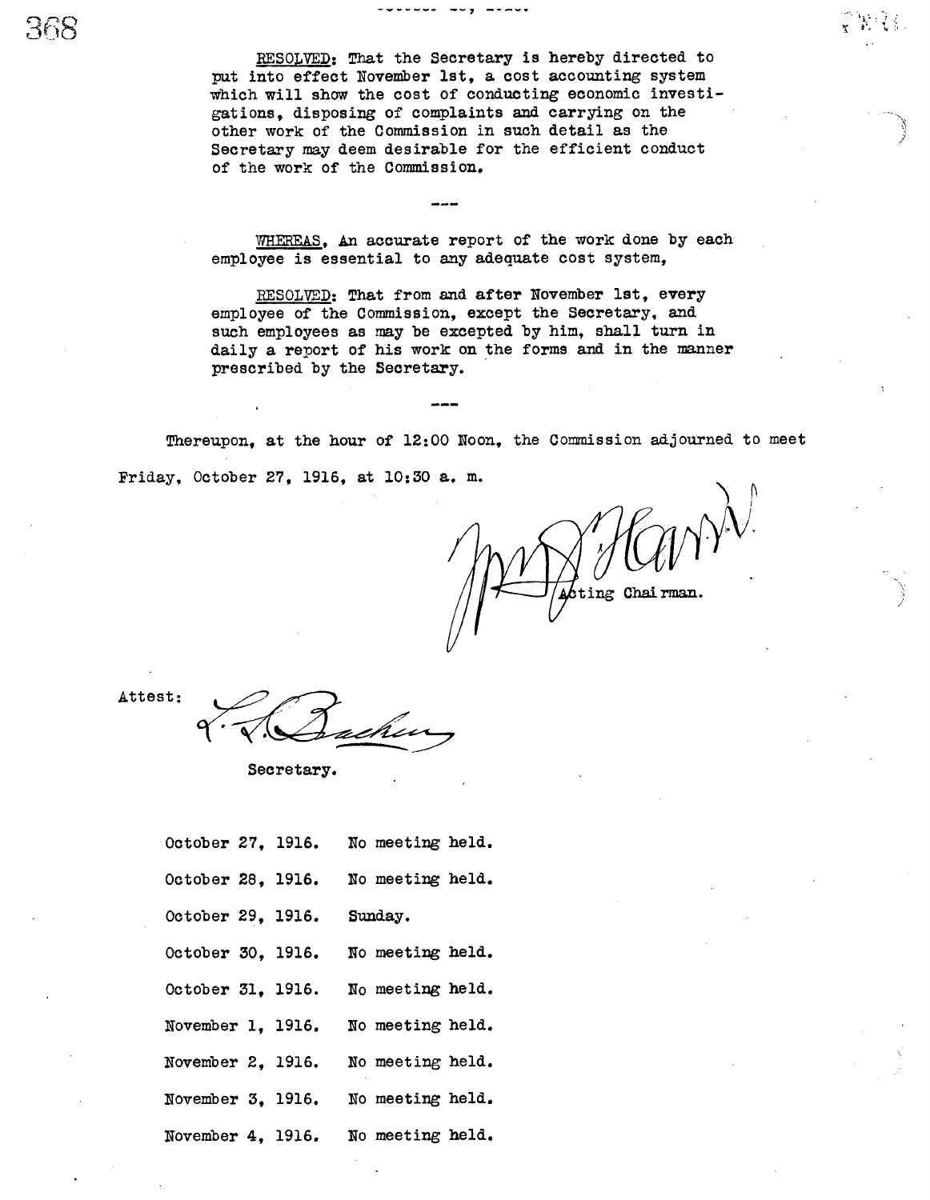RESOLVED: That the Secretary is hereby directed to put into effect November 1st, a cost accounting system which will show the cost of conducting economic investigations, disposing of complaints and carrying on the other work of the Commission in such detail as the Secretary may deem desirable for the efficient conduct of the work of the Commission.

---

WHEREAS, An accurate report of the work done by each employee is essential to any adequate cost system,

RESOLVED: That from and after November 1st, every employee of the Commission, except the Secretary, and such employees as may be excepted by him, shall turn in daily a report of his work on the forms and in the manner prescribed by the Secretary.

---

Thereupon, at the hour of 12:00 Noon, the Commission adjourned to meet Friday, October 27, 1916, at 10:30 a. m.

Acting Chairman.

Attest:

Secretary.

October 27, 1916. No meeting held.

October 28, 1916. No meeting held.

October 29, 1916. Sunday.

October 30, 1916. No meeting held.

October 31, 1916. No meeting held.

November 1, 1916. No meeting held.

November 2, 1916. No meeting held.

November 3, 1916. No meeting held.

November 4, 1916. No meeting held.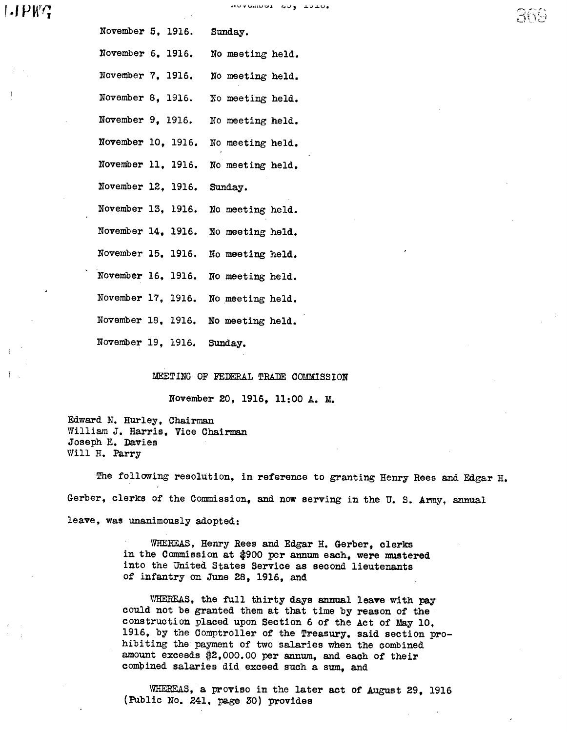November 5, 1916. Sunday.

November 6, 1916. No meeting held.

November 7, 1916. No meeting held.

November 8, 1916. No meeting held.

November 9, 1916. No meeting held.

November 10, 1916. No meeting held.

November 11, 1916. No meeting held.

November 12, 1916. Sunday.

November 13, 1916. No meeting held.

November 14, 1916. No meeting held.

November 15, 1916. No meeting held.

November 16, 1916. No meeting held.

November 17, 1916. No meeting held.

November 18, 1916. No meeting held.

November 19, 1916. Sunday.

## MEETING OF FEDERAL TRADE COMMISSION

November 20, 1916, 11:00 A. M.

Edward N. Hurley, Chairman
William J. Harris, Vice Chairman
Joseph E. Davies
Will H. Parry

The following resolution, in reference to granting Henry Rees and Edgar H. Gerber, clerks of the Commission, and now serving in the U. S. Army, annual leave, was unanimously adopted:

> WHEREAS, Henry Rees and Edgar H. Gerber, clerks in the Commission at $900 per annum each, were mustered into the United States Service as second lieutenants of infantry on June 28, 1916, and
>
> WHEREAS, the full thirty days annual leave with pay could not be granted them at that time by reason of the construction placed upon Section 6 of the Act of May 10, 1916, by the Comptroller of the Treasury, said section prohibiting the payment of two salaries when the combined amount exceeds $2,000.00 per annum, and each of their combined salaries did exceed such a sum, and
>
> WHEREAS, a proviso in the later act of August 29, 1916 (Public No. 241, page 30) provides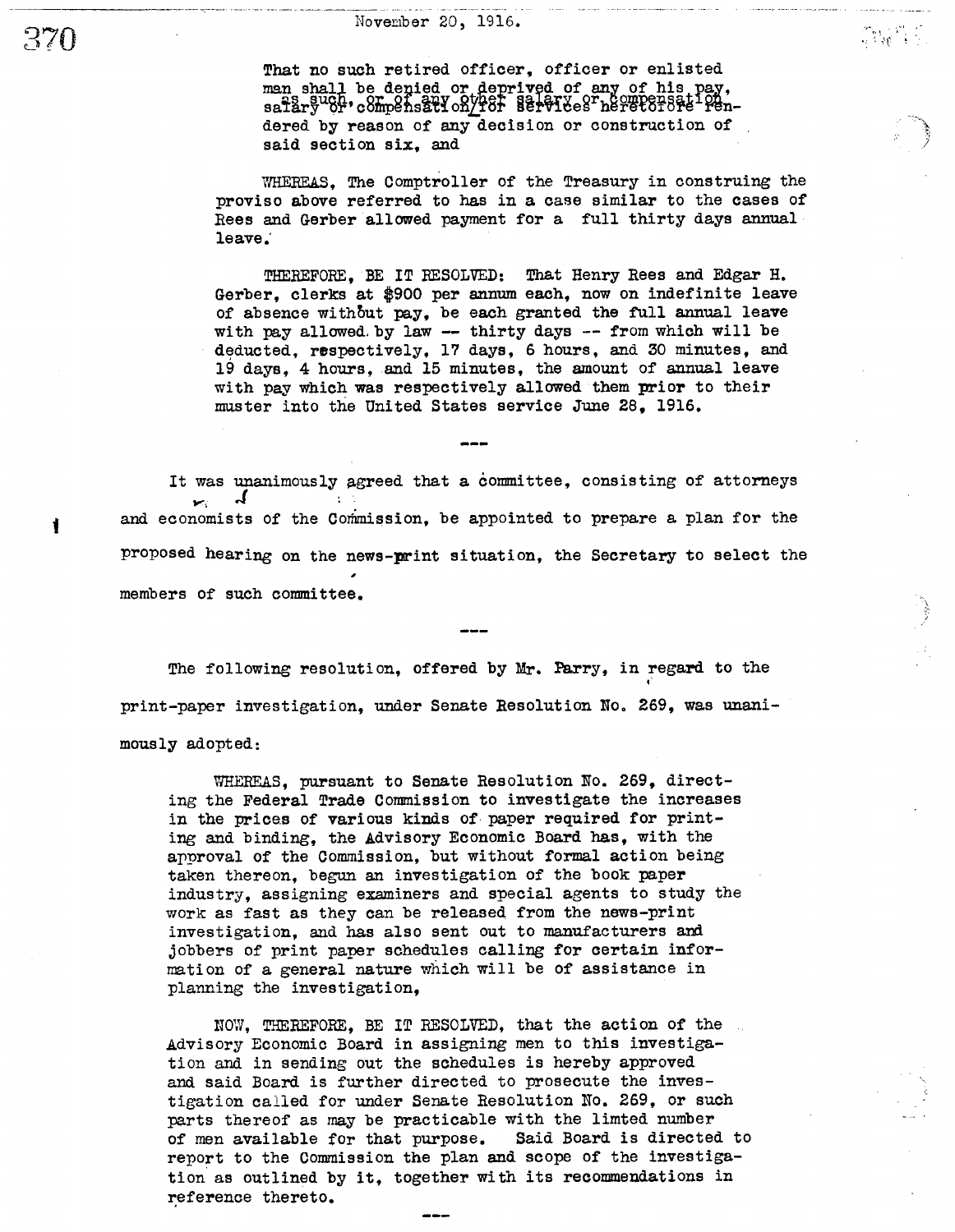November 20, 1916.

That no such retired officer, officer or enlisted man shall be denied or deprived of any of his pay, as such, or of any other salary or compensation, salary or compensation for services heretofore rendered by reason of any decision or construction of said section six, and

WHEREAS, The Comptroller of the Treasury in construing the proviso above referred to has in a case similar to the cases of Rees and Gerber allowed payment for a full thirty days annual leave.

THEREFORE, BE IT RESOLVED: That Henry Rees and Edgar H. Gerber, clerks at $900 per annum each, now on indefinite leave of absence without pay, be each granted the full annual leave with pay allowed by law -- thirty days -- from which will be deducted, respectively, 17 days, 6 hours, and 30 minutes, and 19 days, 4 hours, and 15 minutes, the amount of annual leave with pay which was respectively allowed them prior to their muster into the United States service June 28, 1916.

---

It was unanimously agreed that a committee, consisting of attorneys and economists of the Commission, be appointed to prepare a plan for the proposed hearing on the news-print situation, the Secretary to select the members of such committee.

---

The following resolution, offered by Mr. Parry, in regard to the print-paper investigation, under Senate Resolution No. 269, was unanimously adopted:

WHEREAS, pursuant to Senate Resolution No. 269, directing the Federal Trade Commission to investigate the increases in the prices of various kinds of paper required for printing and binding, the Advisory Economic Board has, with the approval of the Commission, but without formal action being taken thereon, begun an investigation of the book paper industry, assigning examiners and special agents to study the work as fast as they can be released from the news-print investigation, and has also sent out to manufacturers and jobbers of print paper schedules calling for certain information of a general nature which will be of assistance in planning the investigation,

NOW, THEREFORE, BE IT RESOLVED, that the action of the Advisory Economic Board in assigning men to this investigation and in sending out the schedules is hereby approved and said Board is further directed to prosecute the investigation called for under Senate Resolution No. 269, or such parts thereof as may be practicable with the limted number of men available for that purpose. Said Board is directed to report to the Commission the plan and scope of the investigation as outlined by it, together with its recommendations in reference thereto.

---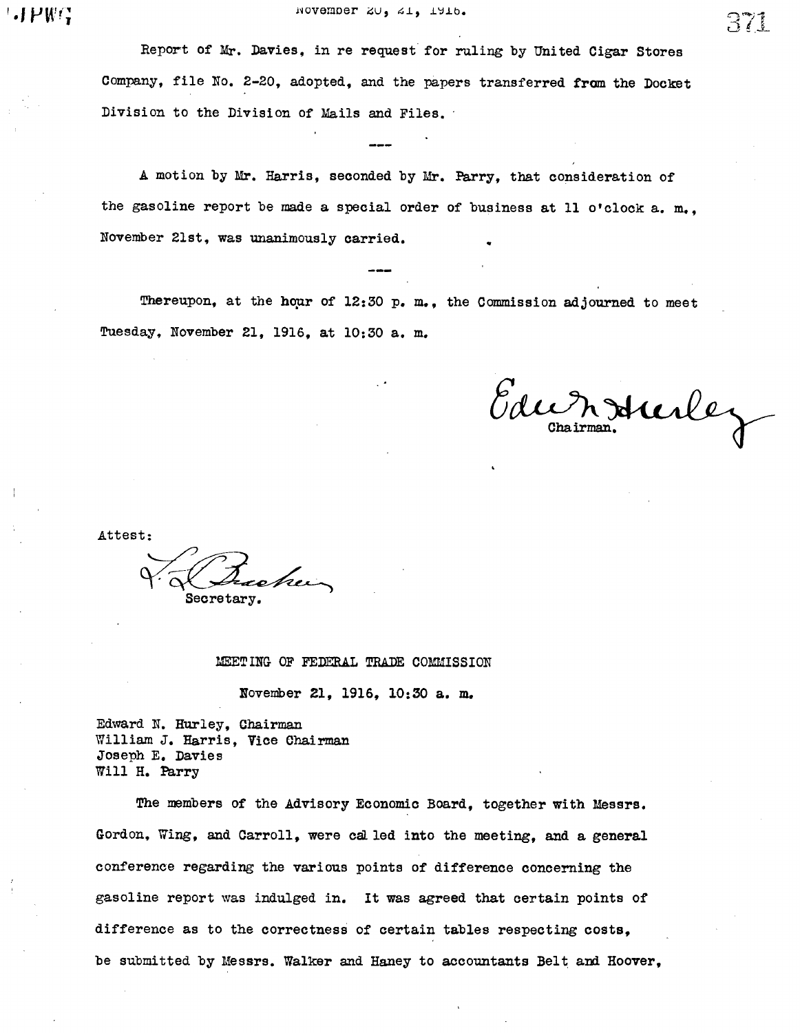Report of Mr. Davies, in re request for ruling by United Cigar Stores Company, file No. 2-20, adopted, and the papers transferred from the Docket Division to the Division of Mails and Files.

---

A motion by Mr. Harris, seconded by Mr. Parry, that consideration of the gasoline report be made a special order of business at 11 o'clock a. m., November 21st, was unanimously carried.

---

Thereupon, at the hour of 12:30 p. m., the Commission adjourned to meet Tuesday, November 21, 1916, at 10:30 a. m.

Edw. N. Hurley
Chairman.

Attest:

L. L. Bracken
Secretary.

## MEETING OF FEDERAL TRADE COMMISSION

November 21, 1916, 10:30 a. m.

Edward N. Hurley, Chairman
William J. Harris, Vice Chairman
Joseph E. Davies
Will H. Parry

The members of the Advisory Economic Board, together with Messrs. Gordon, Wing, and Carroll, were called into the meeting, and a general conference regarding the various points of difference concerning the gasoline report was indulged in. It was agreed that certain points of difference as to the correctness of certain tables respecting costs, be submitted by Messrs. Walker and Haney to accountants Belt and Hoover,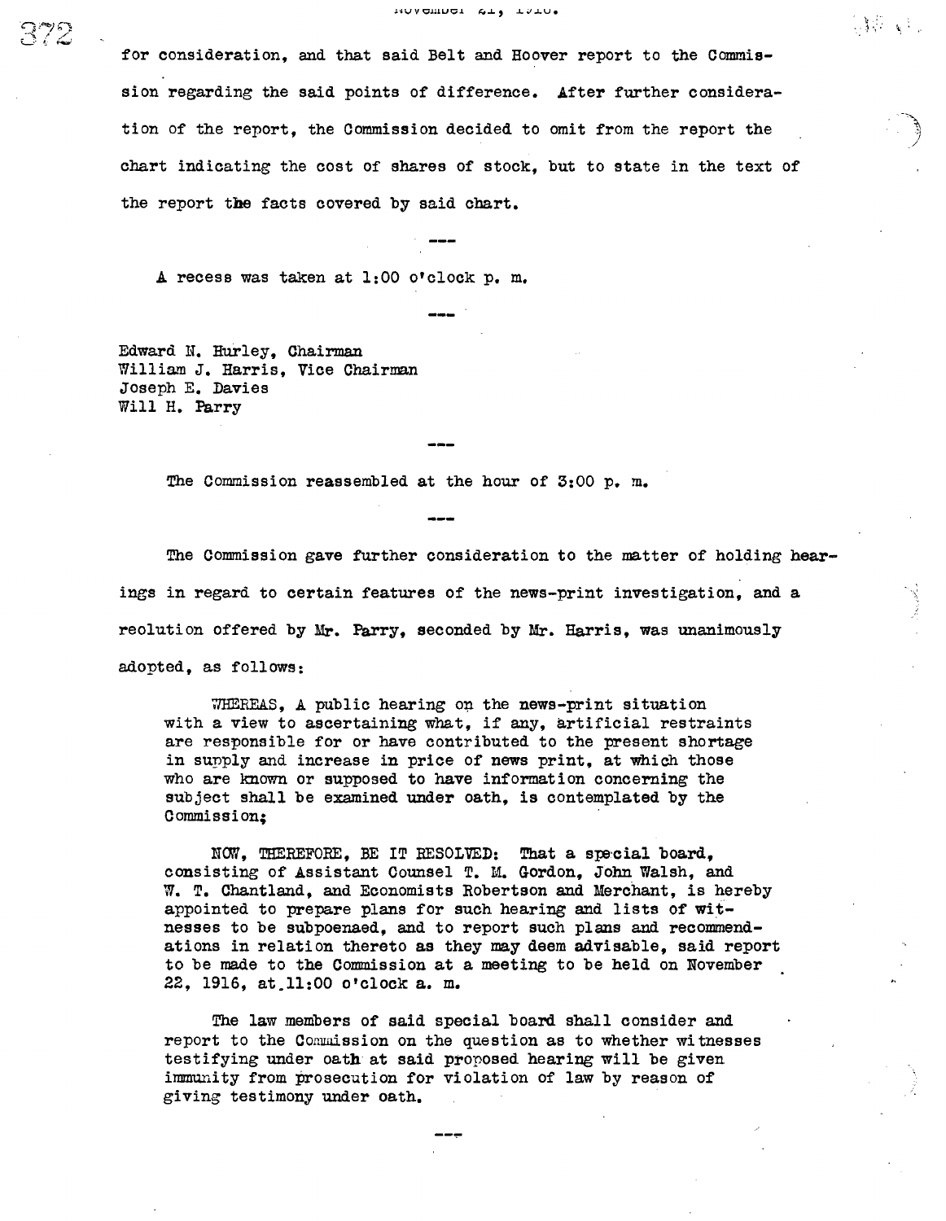for consideration, and that said Belt and Hoover report to the Commission regarding the said points of difference. After further consideration of the report, the Commission decided to omit from the report the chart indicating the cost of shares of stock, but to state in the text of the report the facts covered by said chart.

---

A recess was taken at 1:00 o'clock p. m.

---

Edward N. Hurley, Chairman
William J. Harris, Vice Chairman
Joseph E. Davies
Will H. Parry

---

The Commission reassembled at the hour of 3:00 p. m.

---

The Commission gave further consideration to the matter of holding hearings in regard to certain features of the news-print investigation, and a reolution offered by Mr. Parry, seconded by Mr. Harris, was unanimously adopted, as follows:

> WHEREAS, A public hearing on the news-print situation with a view to ascertaining what, if any, artificial restraints are responsible for or have contributed to the present shortage in supply and increase in price of news print, at which those who are known or supposed to have information concerning the subject shall be examined under oath, is contemplated by the Commission;
>
> NOW, THEREFORE, BE IT RESOLVED: That a special board, consisting of Assistant Counsel T. M. Gordon, John Walsh, and W. T. Chantland, and Economists Robertson and Merchant, is hereby appointed to prepare plans for such hearing and lists of witnesses to be subpoenaed, and to report such plans and recommendations in relation thereto as they may deem advisable, said report to be made to the Commission at a meeting to be held on November 22, 1916, at 11:00 o'clock a. m.
>
> The law members of said special board shall consider and report to the Commission on the question as to whether witnesses testifying under oath at said proposed hearing will be given immunity from prosecution for violation of law by reason of giving testimony under oath.

---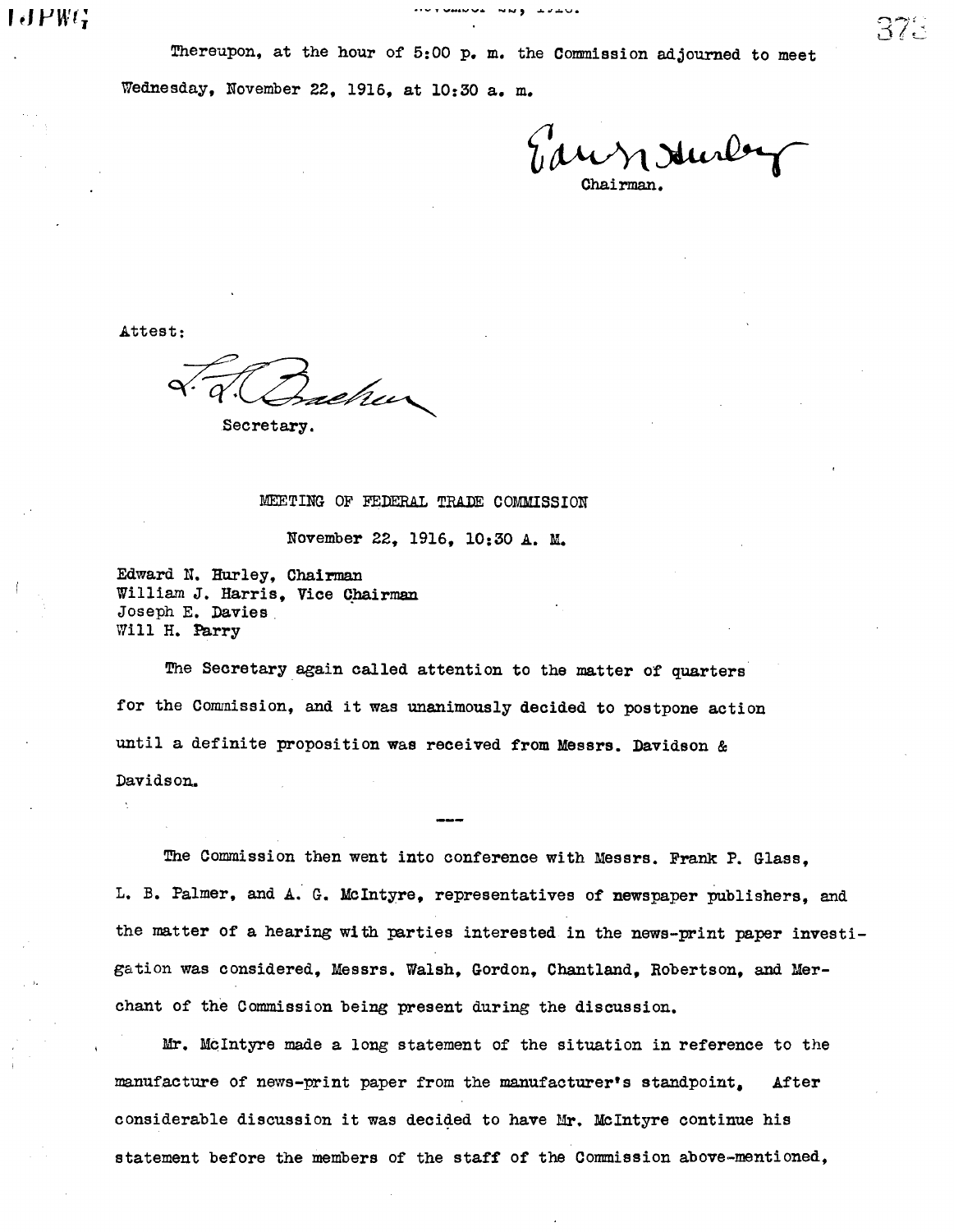Thereupon, at the hour of 5:00 p. m. the Commission adjourned to meet Wednesday, November 22, 1916, at 10:30 a. m.

Edward N. Hurley
Chairman.

Attest:

L. L. Bracken
Secretary.

## MEETING OF FEDERAL TRADE COMMISSION

November 22, 1916, 10:30 A. M.

Edward N. Hurley, Chairman
William J. Harris, Vice Chairman
Joseph E. Davies
Will H. Parry

The Secretary again called attention to the matter of quarters for the Commission, and it was unanimously decided to postpone action until a definite proposition was received from Messrs. Davidson & Davidson.

---

The Commission then went into conference with Messrs. Frank P. Glass, L. B. Palmer, and A. G. McIntyre, representatives of newspaper publishers, and the matter of a hearing with parties interested in the news-print paper investigation was considered, Messrs. Walsh, Gordon, Chantland, Robertson, and Merchant of the Commission being present during the discussion.

Mr. McIntyre made a long statement of the situation in reference to the manufacture of news-print paper from the manufacturer's standpoint. After considerable discussion it was decided to have Mr. McIntyre continue his statement before the members of the staff of the Commission above-mentioned,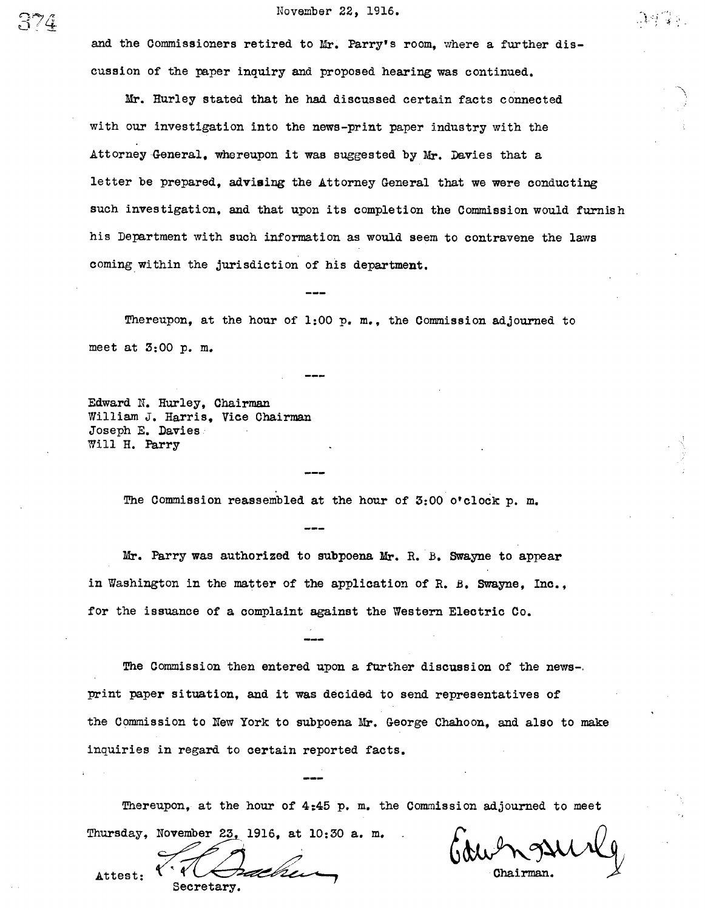and the Commissioners retired to Mr. Parry's room, where a further discussion of the paper inquiry and proposed hearing was continued.

Mr. Hurley stated that he had discussed certain facts connected with our investigation into the news-print paper industry with the Attorney General, whereupon it was suggested by Mr. Davies that a letter be prepared, advising the Attorney General that we were conducting such investigation, and that upon its completion the Commission would furnish his Department with such information as would seem to contravene the laws coming within the jurisdiction of his department.

---

Thereupon, at the hour of 1:00 p. m., the Commission adjourned to meet at 3:00 p. m.

---

Edward N. Hurley, Chairman
William J. Harris, Vice Chairman
Joseph E. Davies
Will H. Parry

---

The Commission reassembled at the hour of 3:00 o'clock p. m.

---

Mr. Parry was authorized to subpoena Mr. R. B. Swayne to appear in Washington in the matter of the application of R. B. Swayne, Inc., for the issuance of a complaint against the Western Electric Co.

---

The Commission then entered upon a further discussion of the news-print paper situation, and it was decided to send representatives of the Commission to New York to subpoena Mr. George Chahoon, and also to make inquiries in regard to certain reported facts.

---

Thereupon, at the hour of 4:45 p. m. the Commission adjourned to meet Thursday, November 23, 1916, at 10:30 a. m.

Attest: [signature]
Secretary.

[signature]
Chairman.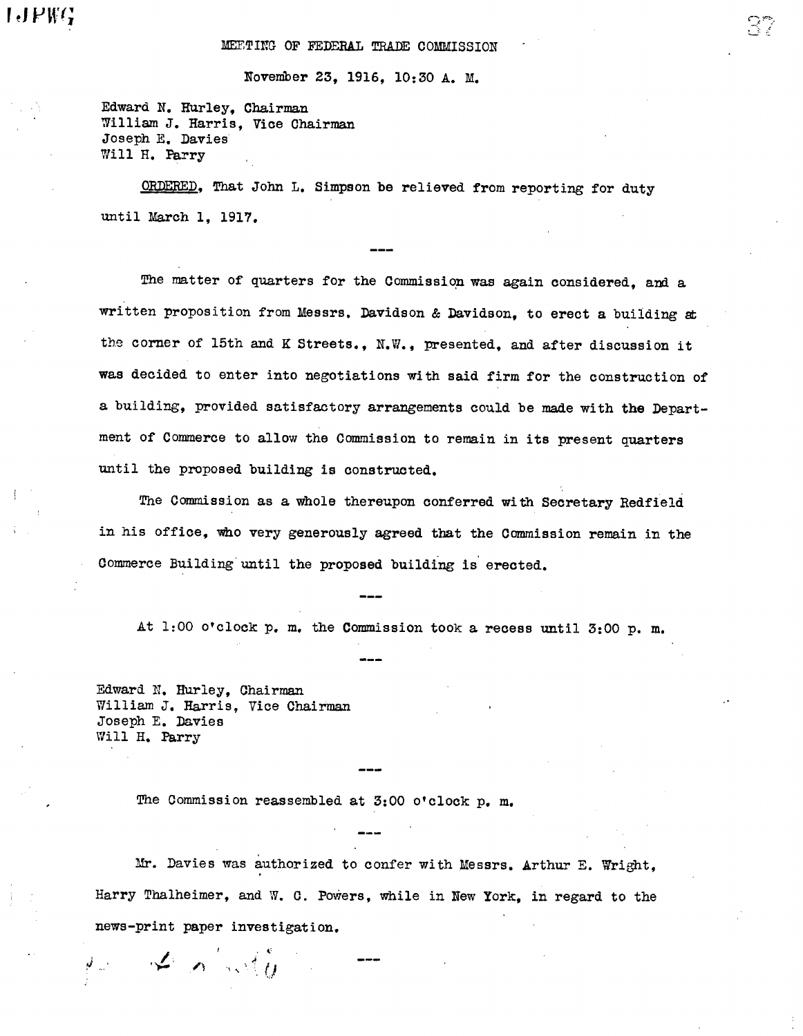MEETING OF FEDERAL TRADE COMMISSION

November 23, 1916, 10:30 A. M.

Edward N. Hurley, Chairman
William J. Harris, Vice Chairman
Joseph E. Davies
Will H. Parry

ORDERED, That John L. Simpson be relieved from reporting for duty until March 1, 1917.

---

The matter of quarters for the Commission was again considered, and a written proposition from Messrs. Davidson & Davidson, to erect a building at the corner of 15th and K Streets., N.W., presented, and after discussion it was decided to enter into negotiations with said firm for the construction of a building, provided satisfactory arrangements could be made with the Department of Commerce to allow the Commission to remain in its present quarters until the proposed building is constructed.

The Commission as a whole thereupon conferred with Secretary Redfield in his office, who very generously agreed that the Commission remain in the Commerce Building until the proposed building is erected.

---

At 1:00 o'clock p. m. the Commission took a recess until 3:00 p. m.

---

Edward N. Hurley, Chairman
William J. Harris, Vice Chairman
Joseph E. Davies
Will H. Parry

---

The Commission reassembled at 3:00 o'clock p. m.

---

Mr. Davies was authorized to confer with Messrs. Arthur E. Wright, Harry Thalheimer, and W. C. Powers, while in New York, in regard to the news-print paper investigation.

---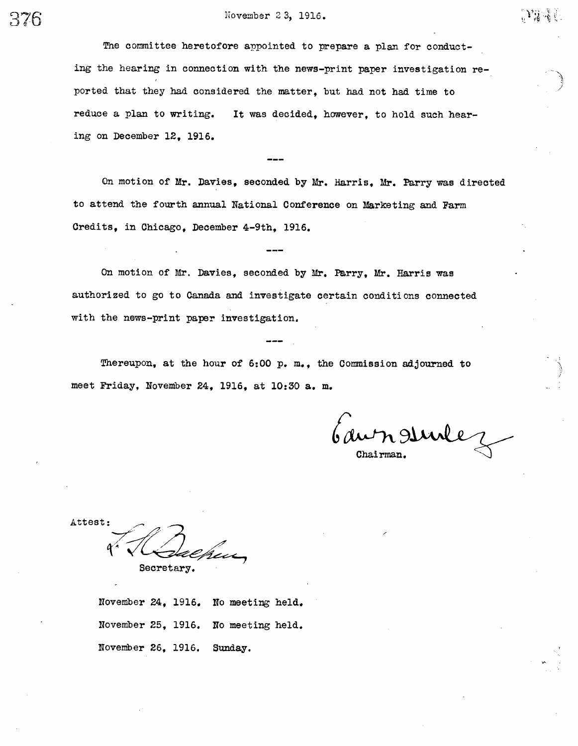November 23, 1916.

The committee heretofore appointed to prepare a plan for conducting the hearing in connection with the news-print paper investigation reported that they had considered the matter, but had not had time to reduce a plan to writing. It was decided, however, to hold such hearing on December 12, 1916.

---

On motion of Mr. Davies, seconded by Mr. Harris, Mr. Parry was directed to attend the fourth annual National Conference on Marketing and Farm Credits, in Chicago, December 4-9th, 1916.

---

On motion of Mr. Davies, seconded by Mr. Parry, Mr. Harris was authorized to go to Canada and investigate certain conditions connected with the news-print paper investigation.

---

Thereupon, at the hour of 6:00 p. m., the Commission adjourned to meet Friday, November 24, 1916, at 10:30 a. m.

Edwin Hurley
Chairman.

Attest:
J. L. Baker
Secretary.

November 24, 1916. No meeting held.

November 25, 1916. No meeting held.

November 26, 1916. Sunday.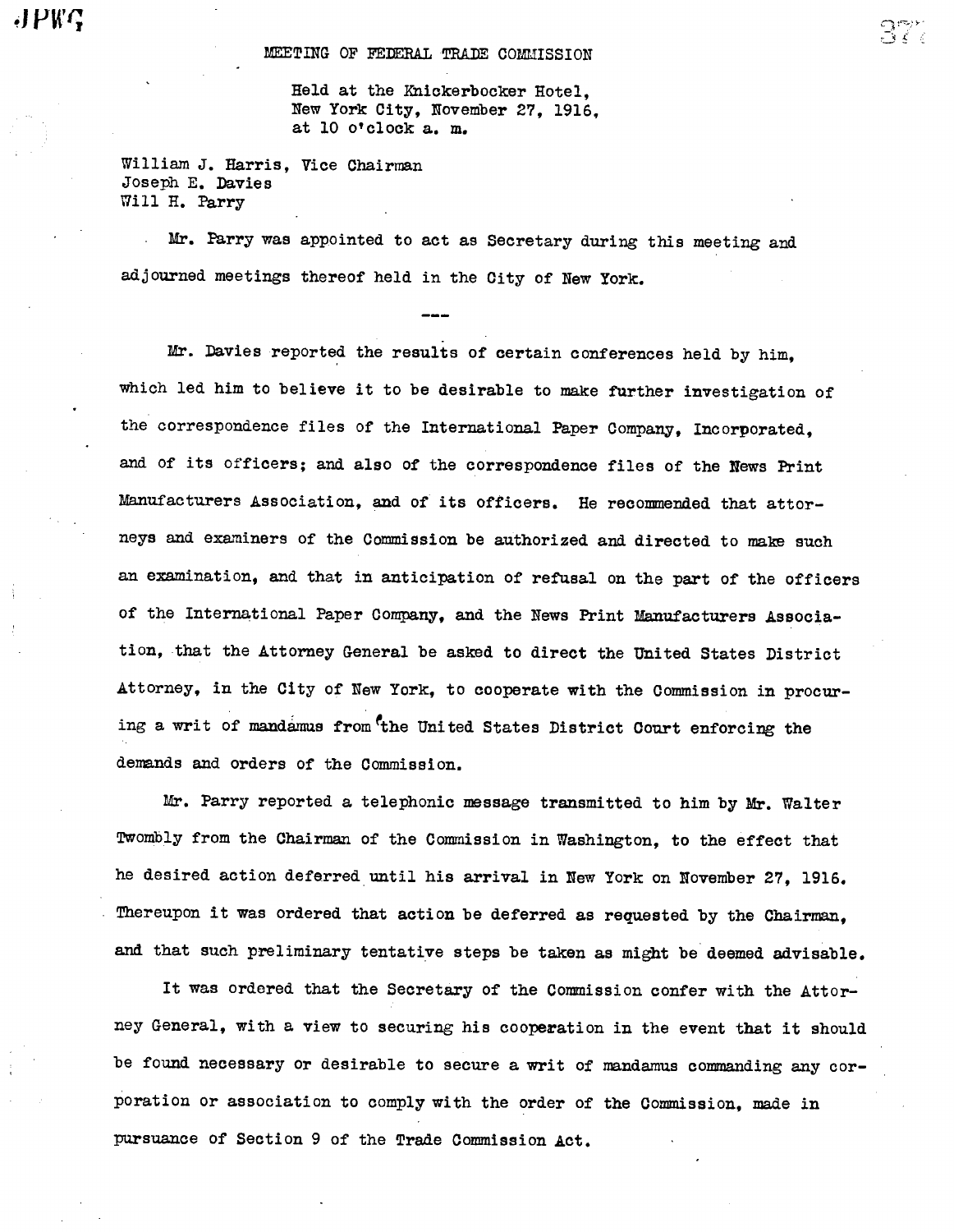MEETING OF FEDERAL TRADE COMMISSION

Held at the Knickerbocker Hotel,
New York City, November 27, 1916,
at 10 o'clock a. m.

William J. Harris, Vice Chairman
Joseph E. Davies
Will H. Parry

Mr. Parry was appointed to act as Secretary during this meeting and adjourned meetings thereof held in the City of New York.

---

Mr. Davies reported the results of certain conferences held by him, which led him to believe it to be desirable to make further investigation of the correspondence files of the International Paper Company, Incorporated, and of its officers; and also of the correspondence files of the News Print Manufacturers Association, and of its officers. He recommended that attorneys and examiners of the Commission be authorized and directed to make such an examination, and that in anticipation of refusal on the part of the officers of the International Paper Company, and the News Print Manufacturers Association, that the Attorney General be asked to direct the United States District Attorney, in the City of New York, to cooperate with the Commission in procuring a writ of mandamus from the United States District Court enforcing the demands and orders of the Commission.

Mr. Parry reported a telephonic message transmitted to him by Mr. Walter Twombly from the Chairman of the Commission in Washington, to the effect that he desired action deferred until his arrival in New York on November 27, 1916. Thereupon it was ordered that action be deferred as requested by the Chairman, and that such preliminary tentative steps be taken as might be deemed advisable.

It was ordered that the Secretary of the Commission confer with the Attorney General, with a view to securing his cooperation in the event that it should be found necessary or desirable to secure a writ of mandamus commanding any corporation or association to comply with the order of the Commission, made in pursuance of Section 9 of the Trade Commission Act.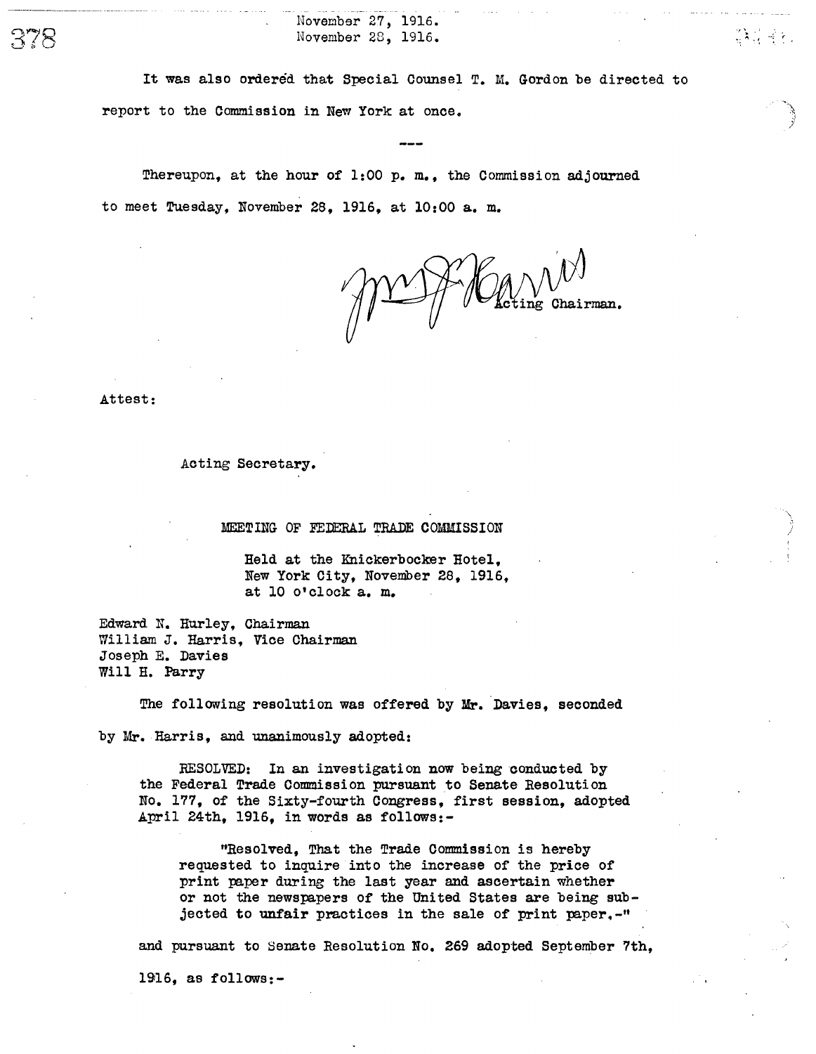It was also ordered that Special Counsel T. M. Gordon be directed to report to the Commission in New York at once.

---

Thereupon, at the hour of 1:00 p. m., the Commission adjourned to meet Tuesday, November 28, 1916, at 10:00 a. m.

Wm. J. Harris
Acting Chairman.

Attest:

Acting Secretary.

MEETING OF FEDERAL TRADE COMMISSION

Held at the Knickerbocker Hotel,
New York City, November 28, 1916,
at 10 o'clock a. m.

Edward N. Hurley, Chairman
William J. Harris, Vice Chairman
Joseph E. Davies
Will H. Parry

The following resolution was offered by Mr. Davies, seconded by Mr. Harris, and unanimously adopted:

> RESOLVED: In an investigation now being conducted by the Federal Trade Commission pursuant to Senate Resolution No. 177, of the Sixty-fourth Congress, first session, adopted April 24th, 1916, in words as follows:-
>
> > "Resolved, That the Trade Commission is hereby requested to inquire into the increase of the price of print paper during the last year and ascertain whether or not the newspapers of the United States are being subjected to unfair practices in the sale of print paper,-"
>
> and pursuant to Senate Resolution No. 269 adopted September 7th, 1916, as follows:-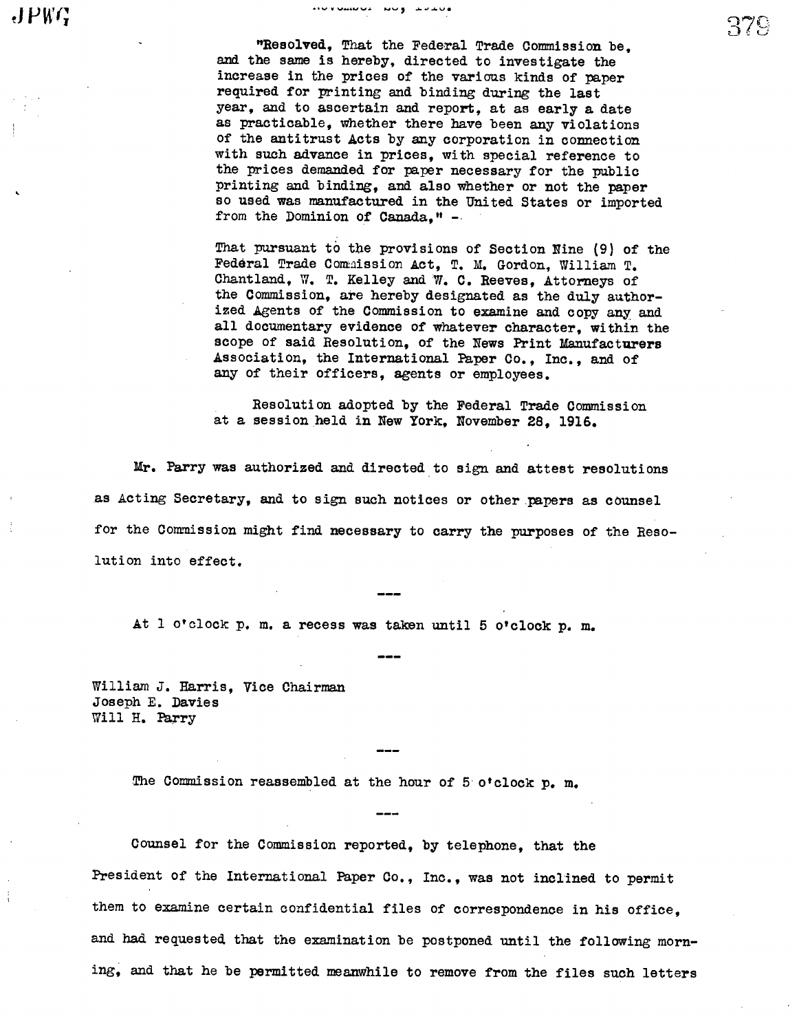"Resolved, That the Federal Trade Commission be, and the same is hereby, directed to investigate the increase in the prices of the various kinds of paper required for printing and binding during the last year, and to ascertain and report, at as early a date as practicable, whether there have been any violations of the antitrust Acts by any corporation in connection with such advance in prices, with special reference to the prices demanded for paper necessary for the public printing and binding, and also whether or not the paper so used was manufactured in the United States or imported from the Dominion of Canada," -

That pursuant to the provisions of Section Nine (9) of the Federal Trade Commission Act, T. M. Gordon, William T. Chantland, W. T. Kelley and W. C. Reeves, Attorneys of the Commission, are hereby designated as the duly authorized Agents of the Commission to examine and copy any and all documentary evidence of whatever character, within the scope of said Resolution, of the News Print Manufacturers Association, the International Paper Co., Inc., and of any of their officers, agents or employees.

Resolution adopted by the Federal Trade Commission at a session held in New York, November 28, 1916.

Mr. Parry was authorized and directed to sign and attest resolutions as Acting Secretary, and to sign such notices or other papers as counsel for the Commission might find necessary to carry the purposes of the Resolution into effect.

---

At 1 o'clock p. m. a recess was taken until 5 o'clock p. m.

---

William J. Harris, Vice Chairman
Joseph E. Davies
Will H. Parry

---

The Commission reassembled at the hour of 5 o'clock p. m.

---

Counsel for the Commission reported, by telephone, that the President of the International Paper Co., Inc., was not inclined to permit them to examine certain confidential files of correspondence in his office, and had requested that the examination be postponed until the following morning, and that he be permitted meanwhile to remove from the files such letters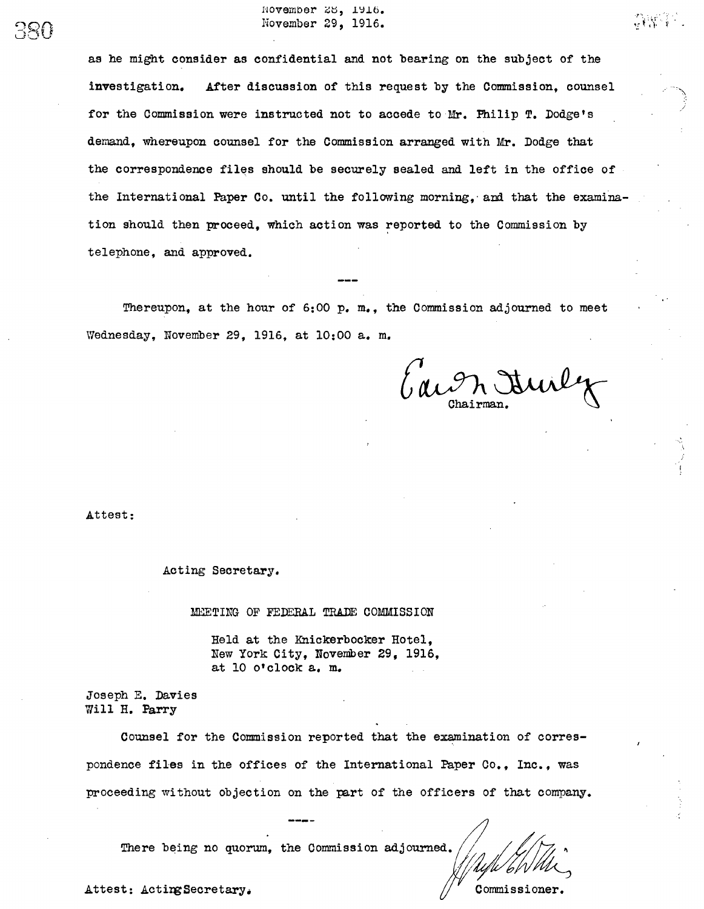as he might consider as confidential and not bearing on the subject of the investigation. After discussion of this request by the Commission, counsel for the Commission were instructed not to accede to Mr. Philip T. Dodge's demand, whereupon counsel for the Commission arranged with Mr. Dodge that the correspondence files should be securely sealed and left in the office of the International Paper Co. until the following morning, and that the examination should then proceed, which action was reported to the Commission by telephone, and approved.

---

Thereupon, at the hour of 6:00 p. m., the Commission adjourned to meet Wednesday, November 29, 1916, at 10:00 a. m.

Edw. N. Hurley
Chairman.

Attest:

Acting Secretary.

MEETING OF FEDERAL TRADE COMMISSION

Held at the Knickerbocker Hotel,
New York City, November 29, 1916,
at 10 o'clock a. m.

Joseph E. Davies
Will H. Parry

Counsel for the Commission reported that the examination of correspondence files in the offices of the International Paper Co., Inc., was proceeding without objection on the part of the officers of that company.

---

There being no quorum, the Commission adjourned.

Commissioner.

Attest: Acting Secretary.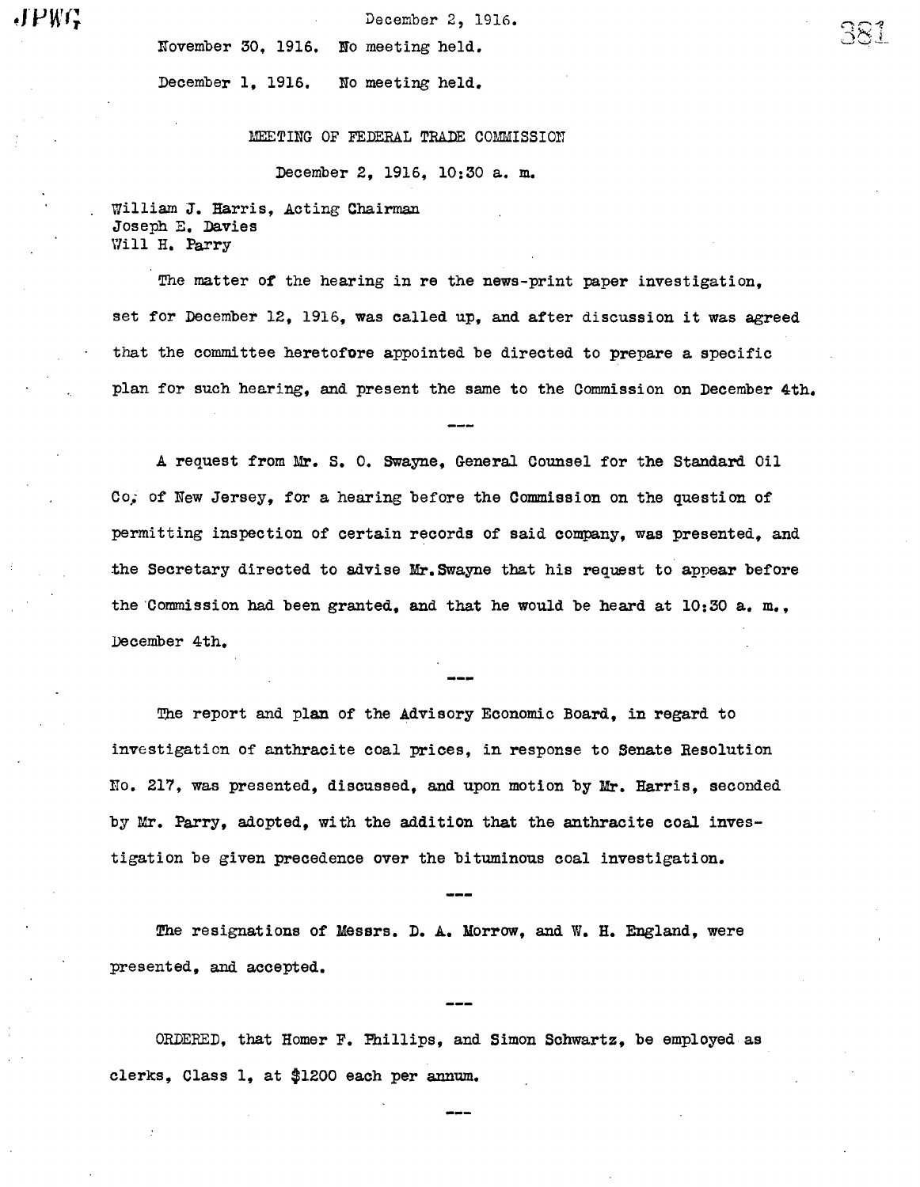December 2, 1916.

November 30, 1916. No meeting held.

December 1, 1916. No meeting held.

MEETING OF FEDERAL TRADE COMMISSION

December 2, 1916, 10:30 a. m.

William J. Harris, Acting Chairman
Joseph E. Davies
Will H. Parry

The matter of the hearing in re the news-print paper investigation, set for December 12, 1916, was called up, and after discussion it was agreed that the committee heretofore appointed be directed to prepare a specific plan for such hearing, and present the same to the Commission on December 4th.

---

A request from Mr. S. O. Swayne, General Counsel for the Standard Oil Co. of New Jersey, for a hearing before the Commission on the question of permitting inspection of certain records of said company, was presented, and the Secretary directed to advise Mr. Swayne that his request to appear before the Commission had been granted, and that he would be heard at 10:30 a. m., December 4th.

---

The report and plan of the Advisory Economic Board, in regard to investigation of anthracite coal prices, in response to Senate Resolution No. 217, was presented, discussed, and upon motion by Mr. Harris, seconded by Mr. Parry, adopted, with the addition that the anthracite coal investigation be given precedence over the bituminous coal investigation.

---

The resignations of Messrs. D. A. Morrow, and W. H. England, were presented, and accepted.

---

ORDERED, that Homer F. Phillips, and Simon Schwartz, be employed as clerks, Class 1, at $1200 each per annum.

---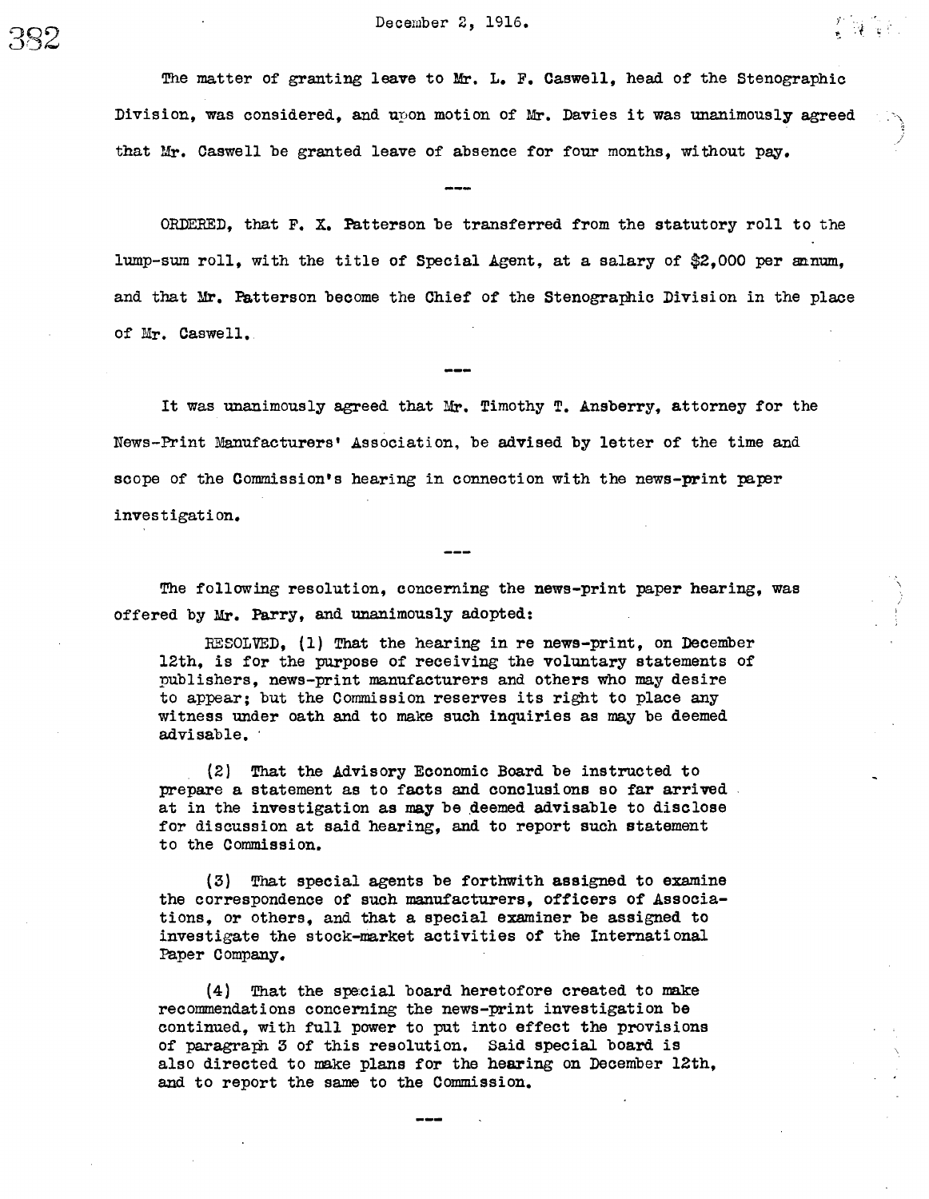December 2, 1916.

The matter of granting leave to Mr. L. F. Caswell, head of the Stenographic Division, was considered, and upon motion of Mr. Davies it was unanimously agreed that Mr. Caswell be granted leave of absence for four months, without pay.

---

ORDERED, that F. X. Patterson be transferred from the statutory roll to the lump-sum roll, with the title of Special Agent, at a salary of $2,000 per annum, and that Mr. Patterson become the Chief of the Stenographic Division in the place of Mr. Caswell.

---

It was unanimously agreed that Mr. Timothy T. Ansberry, attorney for the News-Print Manufacturers' Association, be advised by letter of the time and scope of the Commission's hearing in connection with the news-print paper investigation.

---

The following resolution, concerning the news-print paper hearing, was offered by Mr. Parry, and unanimously adopted:

> RESOLVED, (1) That the hearing in re news-print, on December 12th, is for the purpose of receiving the voluntary statements of publishers, news-print manufacturers and others who may desire to appear; but the Commission reserves its right to place any witness under oath and to make such inquiries as may be deemed advisable.
>
> (2) That the Advisory Economic Board be instructed to prepare a statement as to facts and conclusions so far arrived at in the investigation as may be deemed advisable to disclose for discussion at said hearing, and to report such statement to the Commission.
>
> (3) That special agents be forthwith assigned to examine the correspondence of such manufacturers, officers of Associations, or others, and that a special examiner be assigned to investigate the stock-market activities of the International Paper Company.
>
> (4) That the special board heretofore created to make recommendations concerning the news-print investigation be continued, with full power to put into effect the provisions of paragraph 3 of this resolution. Said special board is also directed to make plans for the hearing on December 12th, and to report the same to the Commission.

---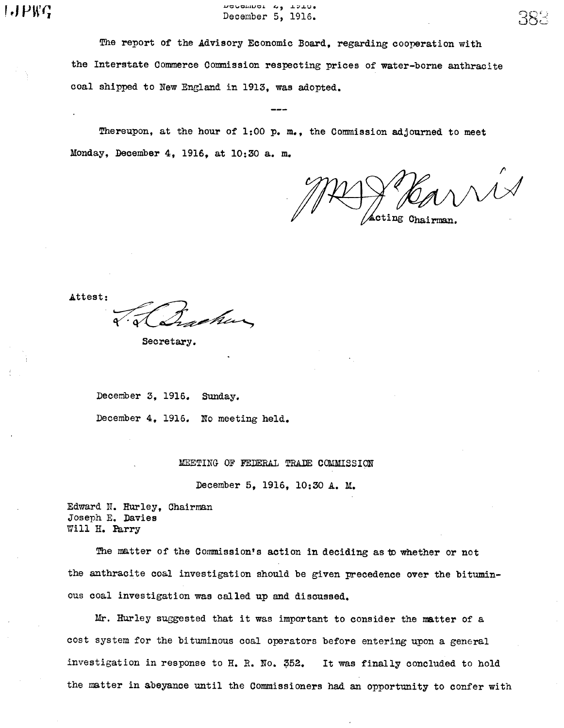The report of the Advisory Economic Board, regarding cooperation with the Interstate Commerce Commission respecting prices of water-borne anthracite coal shipped to New England in 1913, was adopted.

---

Thereupon, at the hour of 1:00 p. m., the Commission adjourned to meet Monday, December 4, 1916, at 10:30 a. m.

W. J. Harris
Acting Chairman.

Attest:

L. L. Bracken
Secretary.

December 3, 1916. Sunday.

December 4, 1916. No meeting held.

## MEETING OF FEDERAL TRADE COMMISSION

December 5, 1916, 10:30 A. M.

Edward N. Hurley, Chairman
Joseph E. Davies
Will H. Parry

The matter of the Commission's action in deciding as to whether or not the anthracite coal investigation should be given precedence over the bituminous coal investigation was called up and discussed.

Mr. Hurley suggested that it was important to consider the matter of a cost system for the bituminous coal operators before entering upon a general investigation in response to H. R. No. 352. It was finally concluded to hold the matter in abeyance until the Commissioners had an opportunity to confer with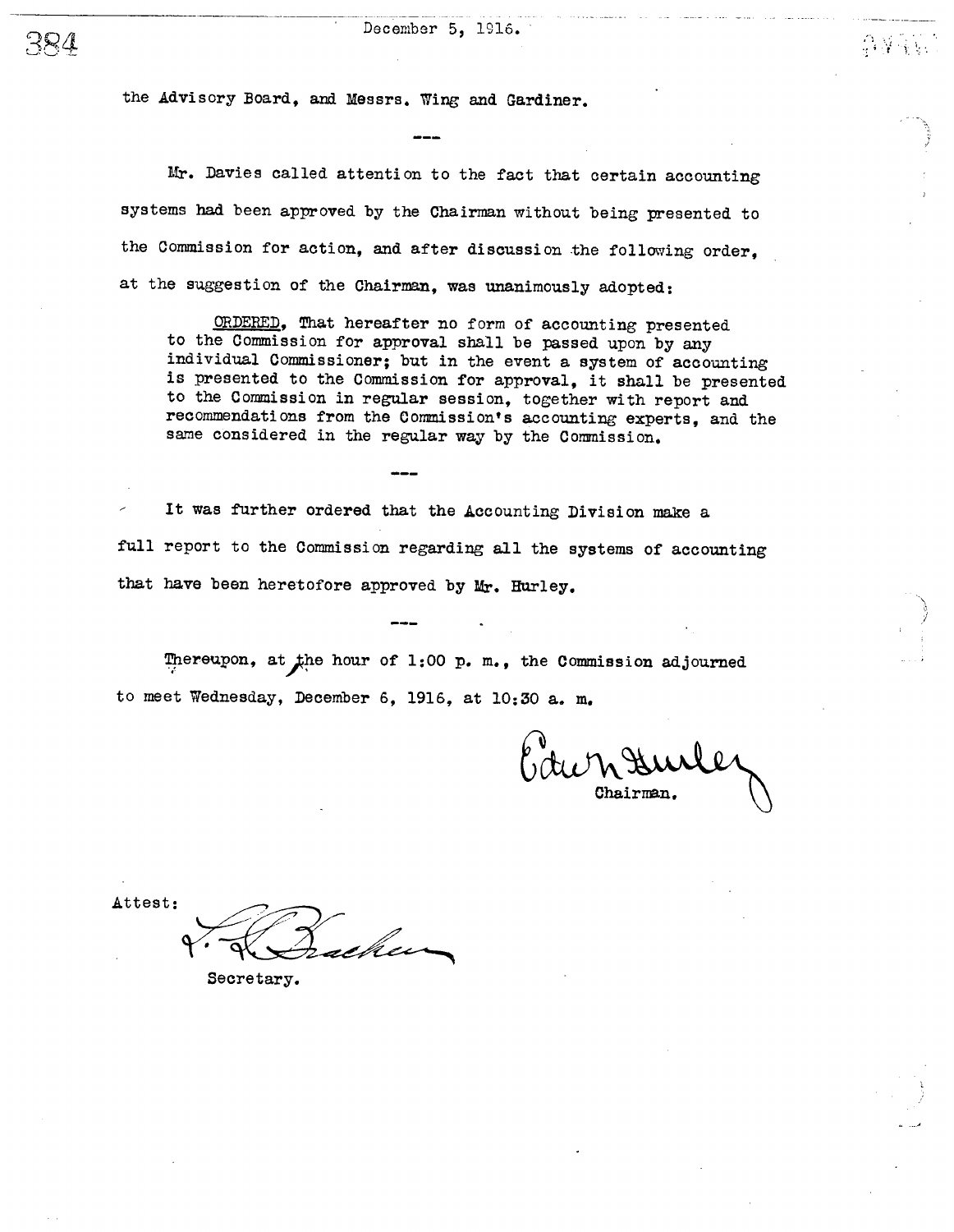the Advisory Board, and Messrs. Wing and Gardiner.

---

Mr. Davies called attention to the fact that certain accounting systems had been approved by the Chairman without being presented to the Commission for action, and after discussion the following order, at the suggestion of the Chairman, was unanimously adopted:

> ORDERED, That hereafter no form of accounting presented to the Commission for approval shall be passed upon by any individual Commissioner; but in the event a system of accounting is presented to the Commission for approval, it shall be presented to the Commission in regular session, together with report and recommendations from the Commission's accounting experts, and the same considered in the regular way by the Commission.

---

It was further ordered that the Accounting Division make a full report to the Commission regarding all the systems of accounting that have been heretofore approved by Mr. Hurley.

---

Thereupon, at the hour of 1:00 p. m., the Commission adjourned to meet Wednesday, December 6, 1916, at 10:30 a. m.

Edw N Hurley
Chairman.

Attest:
Secretary.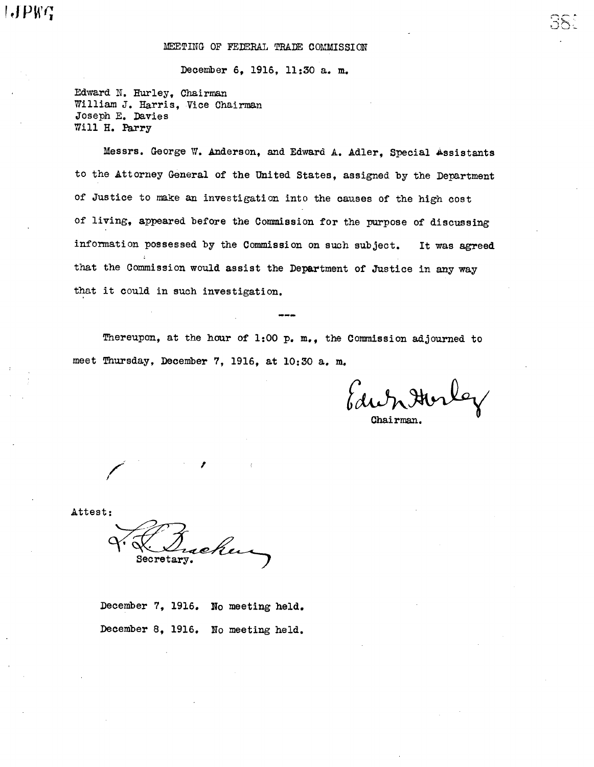MEETING OF FEDERAL TRADE COMMISSION

December 6, 1916, 11:30 a. m.

Edward N. Hurley, Chairman
William J. Harris, Vice Chairman
Joseph E. Davies
Will H. Parry

Messrs. George W. Anderson, and Edward A. Adler, Special Assistants to the Attorney General of the United States, assigned by the Department of Justice to make an investigation into the causes of the high cost of living, appeared before the Commission for the purpose of discussing information possessed by the Commission on such subject. It was agreed that the Commission would assist the Department of Justice in any way that it could in such investigation.

---

Thereupon, at the hour of 1:00 p. m., the Commission adjourned to meet Thursday, December 7, 1916, at 10:30 a. m.

Edw. N. Hurley
Chairman.

Attest:

V. L. Bracken
Secretary.

December 7, 1916. No meeting held.

December 8, 1916. No meeting held.